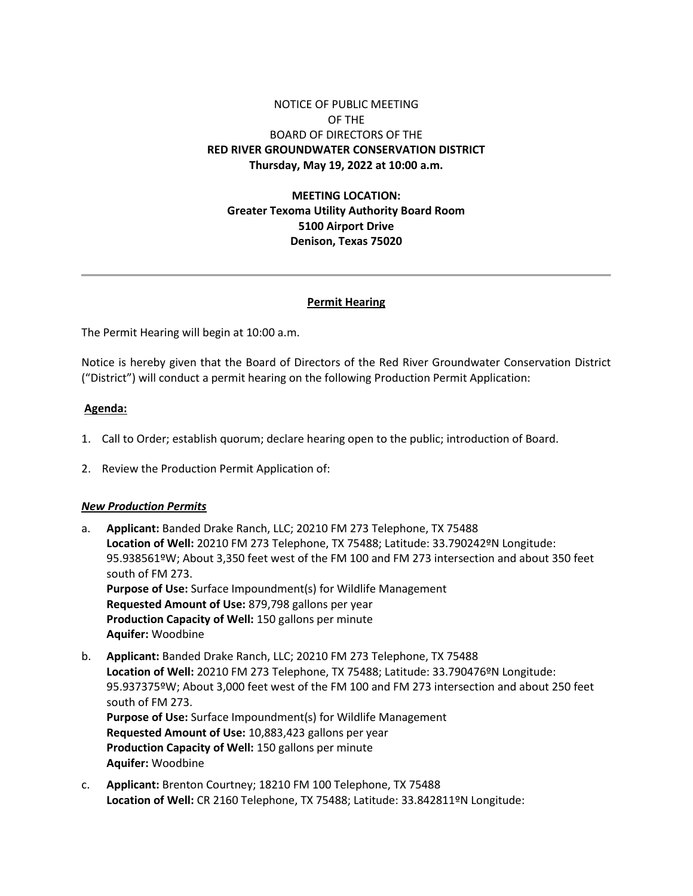NOTICE OF PUBLIC MEETING
OF THE
BOARD OF DIRECTORS OF THE
**RED RIVER GROUNDWATER CONSERVATION DISTRICT**
**Thursday, May 19, 2022 at 10:00 a.m.**

**MEETING LOCATION:**
**Greater Texoma Utility Authority Board Room**
**5100 Airport Drive**
**Denison, Texas 75020**

---

## Permit Hearing

The Permit Hearing will begin at 10:00 a.m.

Notice is hereby given that the Board of Directors of the Red River Groundwater Conservation District ("District") will conduct a permit hearing on the following Production Permit Application:

**Agenda:**

1. Call to Order; establish quorum; declare hearing open to the public; introduction of Board.

2. Review the Production Permit Application of:

***New Production Permits***

a. **Applicant:** Banded Drake Ranch, LLC; 20210 FM 273 Telephone, TX 75488
   **Location of Well:** 20210 FM 273 Telephone, TX 75488; Latitude: 33.790242ºN Longitude: 95.938561ºW; About 3,350 feet west of the FM 100 and FM 273 intersection and about 350 feet south of FM 273.
   **Purpose of Use:** Surface Impoundment(s) for Wildlife Management
   **Requested Amount of Use:** 879,798 gallons per year
   **Production Capacity of Well:** 150 gallons per minute
   **Aquifer:** Woodbine

b. **Applicant:** Banded Drake Ranch, LLC; 20210 FM 273 Telephone, TX 75488
   **Location of Well:** 20210 FM 273 Telephone, TX 75488; Latitude: 33.790476ºN Longitude: 95.937375ºW; About 3,000 feet west of the FM 100 and FM 273 intersection and about 250 feet south of FM 273.
   **Purpose of Use:** Surface Impoundment(s) for Wildlife Management
   **Requested Amount of Use:** 10,883,423 gallons per year
   **Production Capacity of Well:** 150 gallons per minute
   **Aquifer:** Woodbine

c. **Applicant:** Brenton Courtney; 18210 FM 100 Telephone, TX 75488
   **Location of Well:** CR 2160 Telephone, TX 75488; Latitude: 33.842811ºN Longitude: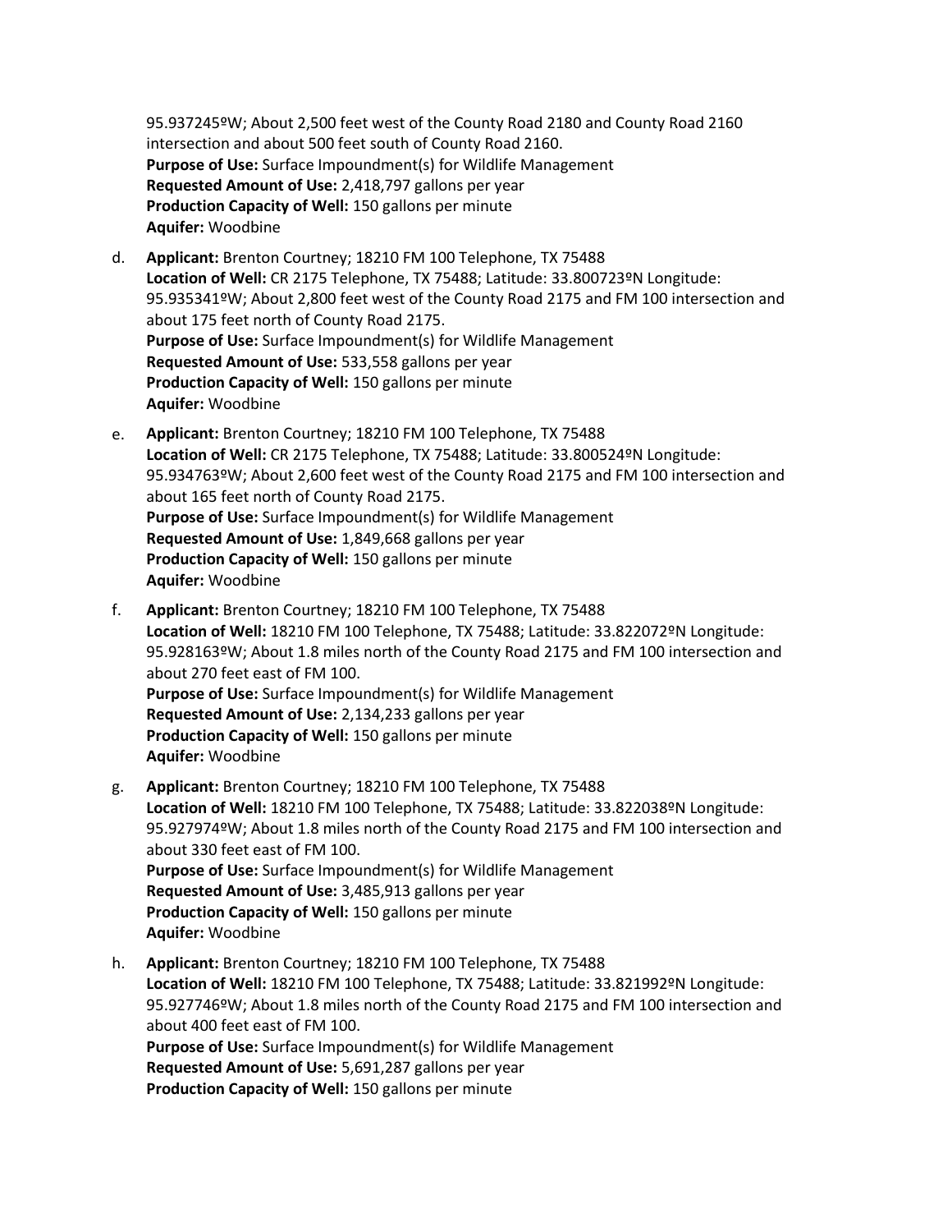95.937245ºW; About 2,500 feet west of the County Road 2180 and County Road 2160 intersection and about 500 feet south of County Road 2160.
**Purpose of Use:** Surface Impoundment(s) for Wildlife Management
**Requested Amount of Use:** 2,418,797 gallons per year
**Production Capacity of Well:** 150 gallons per minute
**Aquifer:** Woodbine

d. **Applicant:** Brenton Courtney; 18210 FM 100 Telephone, TX 75488
**Location of Well:** CR 2175 Telephone, TX 75488; Latitude: 33.800723ºN Longitude: 95.935341ºW; About 2,800 feet west of the County Road 2175 and FM 100 intersection and about 175 feet north of County Road 2175.
**Purpose of Use:** Surface Impoundment(s) for Wildlife Management
**Requested Amount of Use:** 533,558 gallons per year
**Production Capacity of Well:** 150 gallons per minute
**Aquifer:** Woodbine

e. **Applicant:** Brenton Courtney; 18210 FM 100 Telephone, TX 75488
**Location of Well:** CR 2175 Telephone, TX 75488; Latitude: 33.800524ºN Longitude: 95.934763ºW; About 2,600 feet west of the County Road 2175 and FM 100 intersection and about 165 feet north of County Road 2175.
**Purpose of Use:** Surface Impoundment(s) for Wildlife Management
**Requested Amount of Use:** 1,849,668 gallons per year
**Production Capacity of Well:** 150 gallons per minute
**Aquifer:** Woodbine

f. **Applicant:** Brenton Courtney; 18210 FM 100 Telephone, TX 75488
**Location of Well:** 18210 FM 100 Telephone, TX 75488; Latitude: 33.822072ºN Longitude: 95.928163ºW; About 1.8 miles north of the County Road 2175 and FM 100 intersection and about 270 feet east of FM 100.
**Purpose of Use:** Surface Impoundment(s) for Wildlife Management
**Requested Amount of Use:** 2,134,233 gallons per year
**Production Capacity of Well:** 150 gallons per minute
**Aquifer:** Woodbine

g. **Applicant:** Brenton Courtney; 18210 FM 100 Telephone, TX 75488
**Location of Well:** 18210 FM 100 Telephone, TX 75488; Latitude: 33.822038ºN Longitude: 95.927974ºW; About 1.8 miles north of the County Road 2175 and FM 100 intersection and about 330 feet east of FM 100.
**Purpose of Use:** Surface Impoundment(s) for Wildlife Management
**Requested Amount of Use:** 3,485,913 gallons per year
**Production Capacity of Well:** 150 gallons per minute
**Aquifer:** Woodbine

h. **Applicant:** Brenton Courtney; 18210 FM 100 Telephone, TX 75488
**Location of Well:** 18210 FM 100 Telephone, TX 75488; Latitude: 33.821992ºN Longitude: 95.927746ºW; About 1.8 miles north of the County Road 2175 and FM 100 intersection and about 400 feet east of FM 100.
**Purpose of Use:** Surface Impoundment(s) for Wildlife Management
**Requested Amount of Use:** 5,691,287 gallons per year
**Production Capacity of Well:** 150 gallons per minute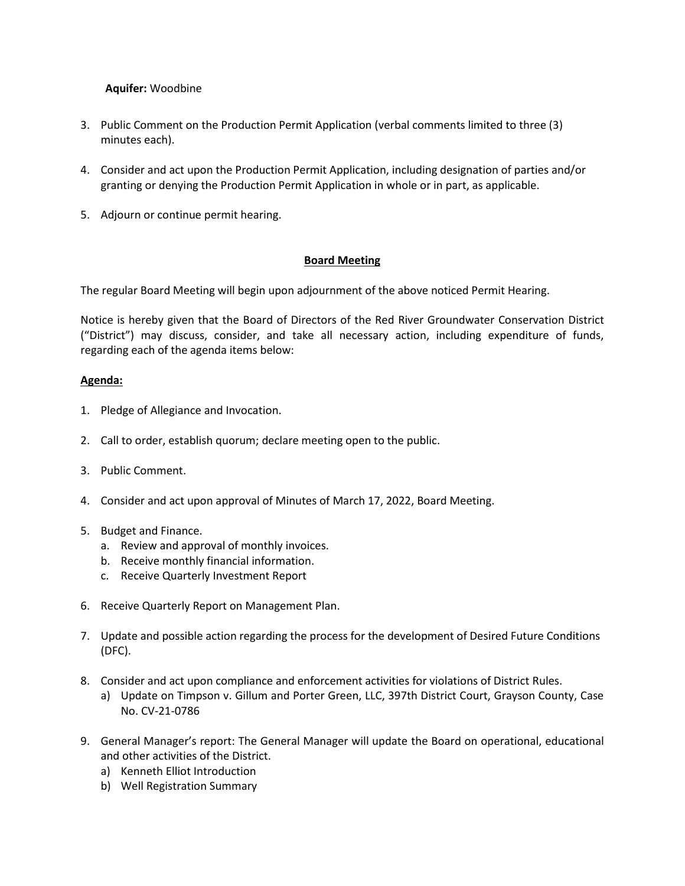**Aquifer:** Woodbine

3. Public Comment on the Production Permit Application (verbal comments limited to three (3) minutes each).

4. Consider and act upon the Production Permit Application, including designation of parties and/or granting or denying the Production Permit Application in whole or in part, as applicable.

5. Adjourn or continue permit hearing.

## Board Meeting

The regular Board Meeting will begin upon adjournment of the above noticed Permit Hearing.

Notice is hereby given that the Board of Directors of the Red River Groundwater Conservation District ("District") may discuss, consider, and take all necessary action, including expenditure of funds, regarding each of the agenda items below:

**Agenda:**

1. Pledge of Allegiance and Invocation.

2. Call to order, establish quorum; declare meeting open to the public.

3. Public Comment.

4. Consider and act upon approval of Minutes of March 17, 2022, Board Meeting.

5. Budget and Finance.
   a. Review and approval of monthly invoices.
   b. Receive monthly financial information.
   c. Receive Quarterly Investment Report

6. Receive Quarterly Report on Management Plan.

7. Update and possible action regarding the process for the development of Desired Future Conditions (DFC).

8. Consider and act upon compliance and enforcement activities for violations of District Rules.
   a) Update on Timpson v. Gillum and Porter Green, LLC, 397th District Court, Grayson County, Case No. CV-21-0786

9. General Manager's report: The General Manager will update the Board on operational, educational and other activities of the District.
   a) Kenneth Elliot Introduction
   b) Well Registration Summary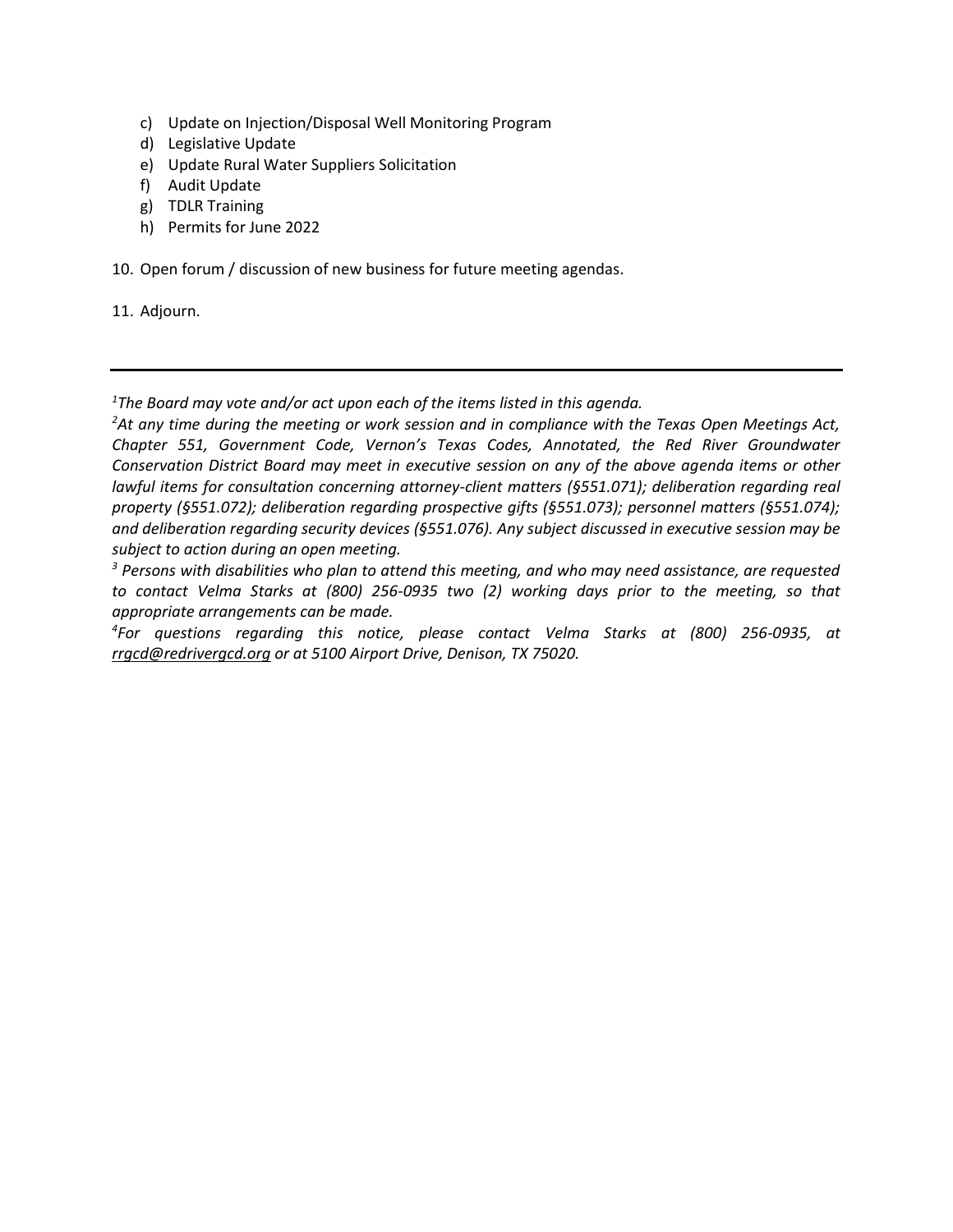c) Update on Injection/Disposal Well Monitoring Program
d) Legislative Update
e) Update Rural Water Suppliers Solicitation
f) Audit Update
g) TDLR Training
h) Permits for June 2022

10. Open forum / discussion of new business for future meeting agendas.

11. Adjourn.

---

*[1]The Board may vote and/or act upon each of the items listed in this agenda.*
*[2]At any time during the meeting or work session and in compliance with the Texas Open Meetings Act, Chapter 551, Government Code, Vernon's Texas Codes, Annotated, the Red River Groundwater Conservation District Board may meet in executive session on any of the above agenda items or other lawful items for consultation concerning attorney-client matters (§551.071); deliberation regarding real property (§551.072); deliberation regarding prospective gifts (§551.073); personnel matters (§551.074); and deliberation regarding security devices (§551.076). Any subject discussed in executive session may be subject to action during an open meeting.*
*[3] Persons with disabilities who plan to attend this meeting, and who may need assistance, are requested to contact Velma Starks at (800) 256-0935 two (2) working days prior to the meeting, so that appropriate arrangements can be made.*
*[4]For questions regarding this notice, please contact Velma Starks at (800) 256-0935, at rrgcd@redrivergcd.org or at 5100 Airport Drive, Denison, TX 75020.*